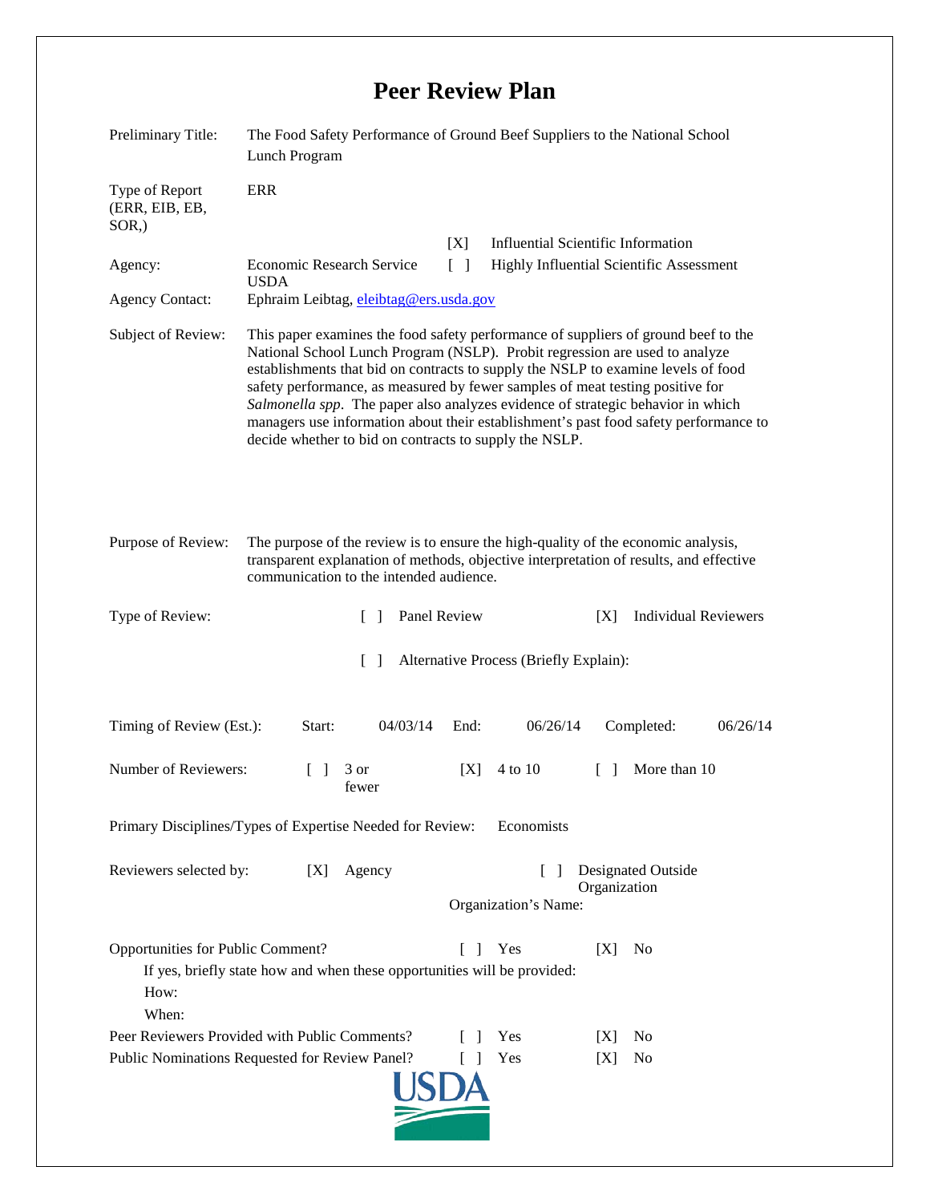# Peer Review Plan

| | |
|---|---|
| Preliminary Title: | The Food Safety Performance of Ground Beef Suppliers to the National School Lunch Program |
| Type of Report (ERR, EIB, EB, SOR,) | ERR |
| | [X] Influential Scientific Information |
| Agency: | Economic Research Service USDA — [ ] Highly Influential Scientific Assessment |
| Agency Contact: | Ephraim Leibtag, eleibtag@ers.usda.gov |
| Subject of Review: | This paper examines the food safety performance of suppliers of ground beef to the National School Lunch Program (NSLP). Probit regression are used to analyze establishments that bid on contracts to supply the NSLP to examine levels of food safety performance, as measured by fewer samples of meat testing positive for *Salmonella spp*. The paper also analyzes evidence of strategic behavior in which managers use information about their establishment's past food safety performance to decide whether to bid on contracts to supply the NSLP. |
| Purpose of Review: | The purpose of the review is to ensure the high-quality of the economic analysis, transparent explanation of methods, objective interpretation of results, and effective communication to the intended audience. |

Type of Review: [ ] Panel Review [X] Individual Reviewers

[ ] Alternative Process (Briefly Explain):

Timing of Review (Est.): Start: 04/03/14 End: 06/26/14 Completed: 06/26/14

Number of Reviewers: [ ] 3 or fewer [X] 4 to 10 [ ] More than 10

Primary Disciplines/Types of Expertise Needed for Review: Economists

Reviewers selected by: [X] Agency [ ] Designated Outside Organization

Organization's Name:

Opportunities for Public Comment? [ ] Yes [X] No

If yes, briefly state how and when these opportunities will be provided:

How:

When:

Peer Reviewers Provided with Public Comments? [ ] Yes [X] No

Public Nominations Requested for Review Panel? [ ] Yes [X] No